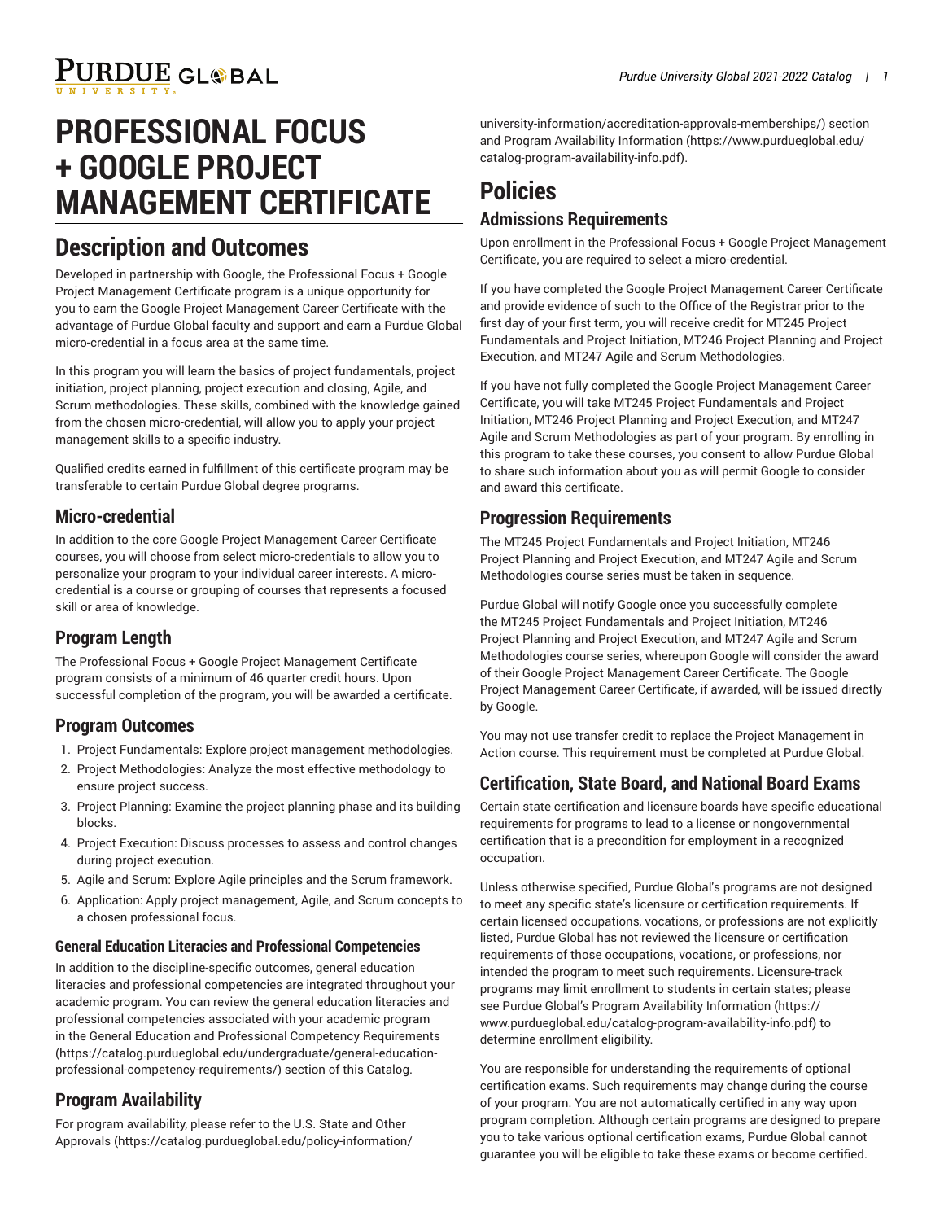# PROFESSIONAL FOCUS + GOOGLE PROJECT MANAGEMENT CERTIFICATE

## Description and Outcomes

Developed in partnership with Google, the Professional Focus + Google Project Management Certificate program is a unique opportunity for you to earn the Google Project Management Career Certificate with the advantage of Purdue Global faculty and support and earn a Purdue Global micro-credential in a focus area at the same time.

In this program you will learn the basics of project fundamentals, project initiation, project planning, project execution and closing, Agile, and Scrum methodologies. These skills, combined with the knowledge gained from the chosen micro-credential, will allow you to apply your project management skills to a specific industry.

Qualified credits earned in fulfillment of this certificate program may be transferable to certain Purdue Global degree programs.

### Micro-credential

In addition to the core Google Project Management Career Certificate courses, you will choose from select micro-credentials to allow you to personalize your program to your individual career interests. A micro-credential is a course or grouping of courses that represents a focused skill or area of knowledge.

### Program Length

The Professional Focus + Google Project Management Certificate program consists of a minimum of 46 quarter credit hours. Upon successful completion of the program, you will be awarded a certificate.

### Program Outcomes

1. Project Fundamentals: Explore project management methodologies.
2. Project Methodologies: Analyze the most effective methodology to ensure project success.
3. Project Planning: Examine the project planning phase and its building blocks.
4. Project Execution: Discuss processes to assess and control changes during project execution.
5. Agile and Scrum: Explore Agile principles and the Scrum framework.
6. Application: Apply project management, Agile, and Scrum concepts to a chosen professional focus.

#### General Education Literacies and Professional Competencies

In addition to the discipline-specific outcomes, general education literacies and professional competencies are integrated throughout your academic program. You can review the general education literacies and professional competencies associated with your academic program in the General Education and Professional Competency Requirements (https://catalog.purdueglobal.edu/undergraduate/general-education-professional-competency-requirements/) section of this Catalog.

### Program Availability

For program availability, please refer to the U.S. State and Other Approvals (https://catalog.purdueglobal.edu/policy-information/university-information/accreditation-approvals-memberships/) section and Program Availability Information (https://www.purdueglobal.edu/catalog-program-availability-info.pdf).

## Policies

### Admissions Requirements

Upon enrollment in the Professional Focus + Google Project Management Certificate, you are required to select a micro-credential.

If you have completed the Google Project Management Career Certificate and provide evidence of such to the Office of the Registrar prior to the first day of your first term, you will receive credit for MT245 Project Fundamentals and Project Initiation, MT246 Project Planning and Project Execution, and MT247 Agile and Scrum Methodologies.

If you have not fully completed the Google Project Management Career Certificate, you will take MT245 Project Fundamentals and Project Initiation, MT246 Project Planning and Project Execution, and MT247 Agile and Scrum Methodologies as part of your program. By enrolling in this program to take these courses, you consent to allow Purdue Global to share such information about you as will permit Google to consider and award this certificate.

### Progression Requirements

The MT245 Project Fundamentals and Project Initiation, MT246 Project Planning and Project Execution, and MT247 Agile and Scrum Methodologies course series must be taken in sequence.

Purdue Global will notify Google once you successfully complete the MT245 Project Fundamentals and Project Initiation, MT246 Project Planning and Project Execution, and MT247 Agile and Scrum Methodologies course series, whereupon Google will consider the award of their Google Project Management Career Certificate. The Google Project Management Career Certificate, if awarded, will be issued directly by Google.

You may not use transfer credit to replace the Project Management in Action course. This requirement must be completed at Purdue Global.

### Certification, State Board, and National Board Exams

Certain state certification and licensure boards have specific educational requirements for programs to lead to a license or nongovernmental certification that is a precondition for employment in a recognized occupation.

Unless otherwise specified, Purdue Global's programs are not designed to meet any specific state's licensure or certification requirements. If certain licensed occupations, vocations, or professions are not explicitly listed, Purdue Global has not reviewed the licensure or certification requirements of those occupations, vocations, or professions, nor intended the program to meet such requirements. Licensure-track programs may limit enrollment to students in certain states; please see Purdue Global's Program Availability Information (https://www.purdueglobal.edu/catalog-program-availability-info.pdf) to determine enrollment eligibility.

You are responsible for understanding the requirements of optional certification exams. Such requirements may change during the course of your program. You are not automatically certified in any way upon program completion. Although certain programs are designed to prepare you to take various optional certification exams, Purdue Global cannot guarantee you will be eligible to take these exams or become certified.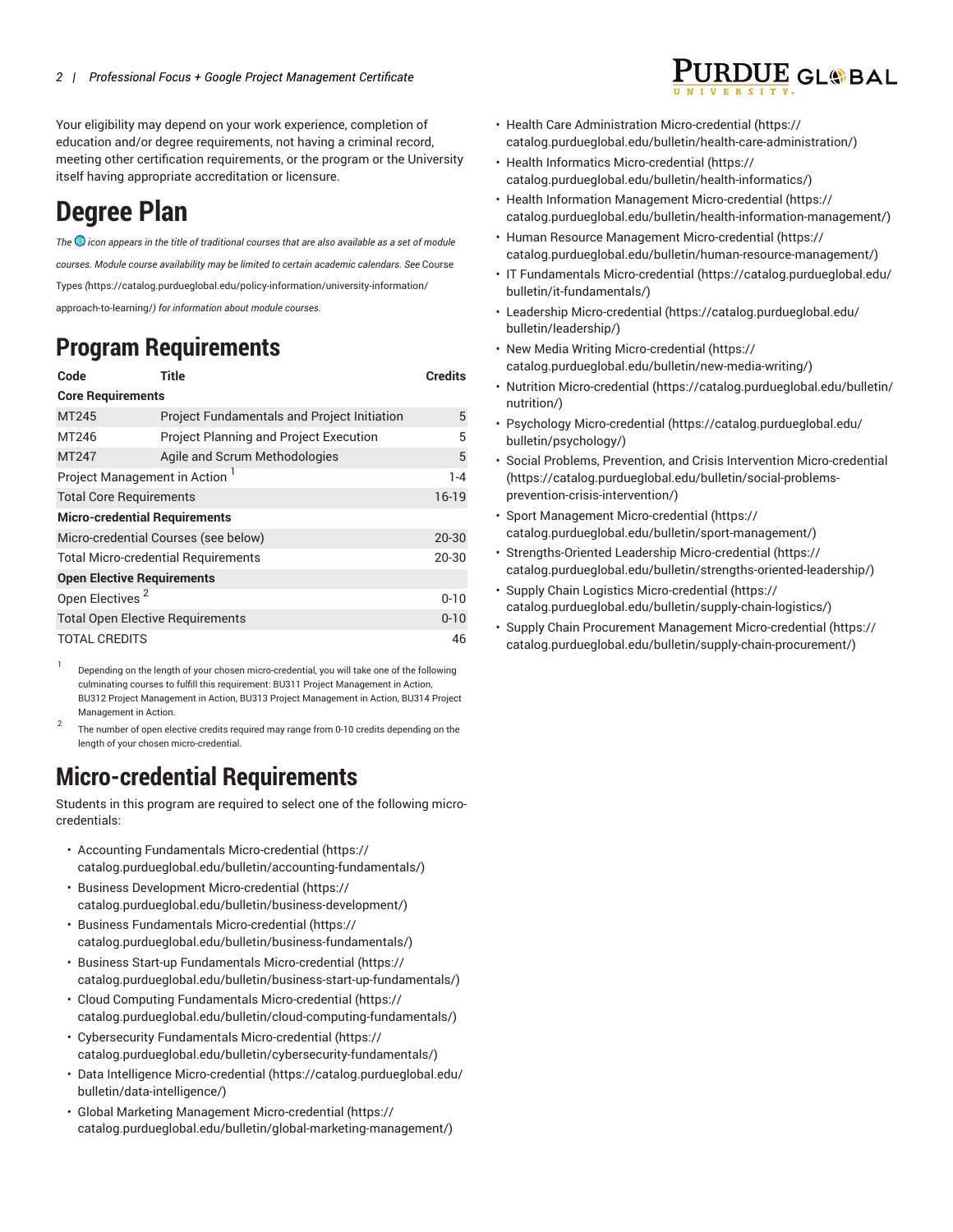Your eligibility may depend on your work experience, completion of education and/or degree requirements, not having a criminal record, meeting other certification requirements, or the program or the University itself having appropriate accreditation or licensure.

# Degree Plan

*The icon appears in the title of traditional courses that are also available as a set of module courses. Module course availability may be limited to certain academic calendars. See* Course Types (https://catalog.purdueglobal.edu/policy-information/university-information/approach-to-learning/) *for information about module courses.*

# Program Requirements

| Code | Title | Credits |
| --- | --- | --- |
| **Core Requirements** | | |
| MT245 | Project Fundamentals and Project Initiation | 5 |
| MT246 | Project Planning and Project Execution | 5 |
| MT247 | Agile and Scrum Methodologies | 5 |
| Project Management in Action [1] | | 1-4 |
| Total Core Requirements | | 16-19 |
| **Micro-credential Requirements** | | |
| Micro-credential Courses (see below) | | 20-30 |
| Total Micro-credential Requirements | | 20-30 |
| **Open Elective Requirements** | | |
| Open Electives [2] | | 0-10 |
| Total Open Elective Requirements | | 0-10 |
| TOTAL CREDITS | | 46 |

1. Depending on the length of your chosen micro-credential, you will take one of the following culminating courses to fulfill this requirement: BU311 Project Management in Action, BU312 Project Management in Action, BU313 Project Management in Action, BU314 Project Management in Action.
2. The number of open elective credits required may range from 0-10 credits depending on the length of your chosen micro-credential.

# Micro-credential Requirements

Students in this program are required to select one of the following micro-credentials:

- Accounting Fundamentals Micro-credential (https://catalog.purdueglobal.edu/bulletin/accounting-fundamentals/)
- Business Development Micro-credential (https://catalog.purdueglobal.edu/bulletin/business-development/)
- Business Fundamentals Micro-credential (https://catalog.purdueglobal.edu/bulletin/business-fundamentals/)
- Business Start-up Fundamentals Micro-credential (https://catalog.purdueglobal.edu/bulletin/business-start-up-fundamentals/)
- Cloud Computing Fundamentals Micro-credential (https://catalog.purdueglobal.edu/bulletin/cloud-computing-fundamentals/)
- Cybersecurity Fundamentals Micro-credential (https://catalog.purdueglobal.edu/bulletin/cybersecurity-fundamentals/)
- Data Intelligence Micro-credential (https://catalog.purdueglobal.edu/bulletin/data-intelligence/)
- Global Marketing Management Micro-credential (https://catalog.purdueglobal.edu/bulletin/global-marketing-management/)
- Health Care Administration Micro-credential (https://catalog.purdueglobal.edu/bulletin/health-care-administration/)
- Health Informatics Micro-credential (https://catalog.purdueglobal.edu/bulletin/health-informatics/)
- Health Information Management Micro-credential (https://catalog.purdueglobal.edu/bulletin/health-information-management/)
- Human Resource Management Micro-credential (https://catalog.purdueglobal.edu/bulletin/human-resource-management/)
- IT Fundamentals Micro-credential (https://catalog.purdueglobal.edu/bulletin/it-fundamentals/)
- Leadership Micro-credential (https://catalog.purdueglobal.edu/bulletin/leadership/)
- New Media Writing Micro-credential (https://catalog.purdueglobal.edu/bulletin/new-media-writing/)
- Nutrition Micro-credential (https://catalog.purdueglobal.edu/bulletin/nutrition/)
- Psychology Micro-credential (https://catalog.purdueglobal.edu/bulletin/psychology/)
- Social Problems, Prevention, and Crisis Intervention Micro-credential (https://catalog.purdueglobal.edu/bulletin/social-problems-prevention-crisis-intervention/)
- Sport Management Micro-credential (https://catalog.purdueglobal.edu/bulletin/sport-management/)
- Strengths-Oriented Leadership Micro-credential (https://catalog.purdueglobal.edu/bulletin/strengths-oriented-leadership/)
- Supply Chain Logistics Micro-credential (https://catalog.purdueglobal.edu/bulletin/supply-chain-logistics/)
- Supply Chain Procurement Management Micro-credential (https://catalog.purdueglobal.edu/bulletin/supply-chain-procurement/)